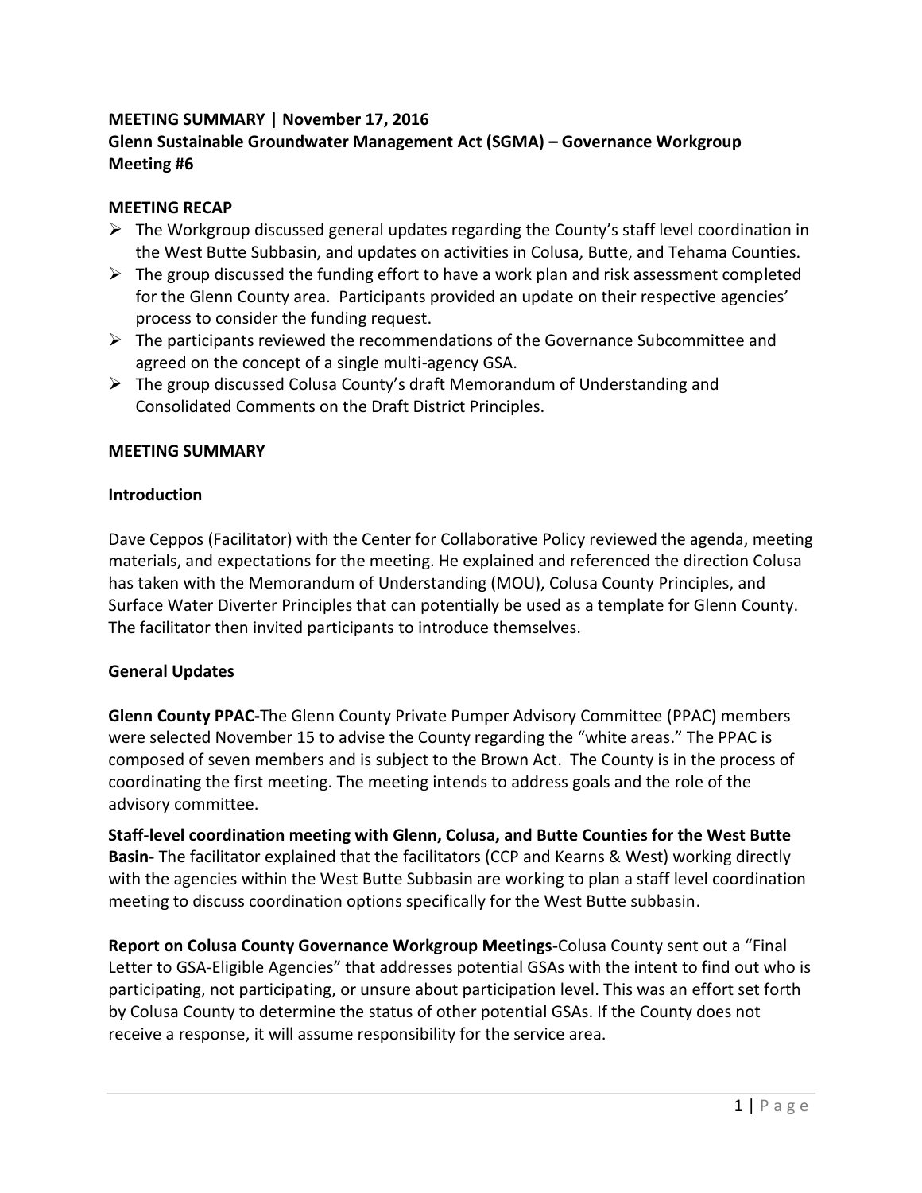**MEETING SUMMARY | November 17, 2016**
**Glenn Sustainable Groundwater Management Act (SGMA) – Governance Workgroup Meeting #6**

**MEETING RECAP**

- The Workgroup discussed general updates regarding the County's staff level coordination in the West Butte Subbasin, and updates on activities in Colusa, Butte, and Tehama Counties.
- The group discussed the funding effort to have a work plan and risk assessment completed for the Glenn County area. Participants provided an update on their respective agencies' process to consider the funding request.
- The participants reviewed the recommendations of the Governance Subcommittee and agreed on the concept of a single multi-agency GSA.
- The group discussed Colusa County's draft Memorandum of Understanding and Consolidated Comments on the Draft District Principles.

**MEETING SUMMARY**

**Introduction**

Dave Ceppos (Facilitator) with the Center for Collaborative Policy reviewed the agenda, meeting materials, and expectations for the meeting. He explained and referenced the direction Colusa has taken with the Memorandum of Understanding (MOU), Colusa County Principles, and Surface Water Diverter Principles that can potentially be used as a template for Glenn County. The facilitator then invited participants to introduce themselves.

**General Updates**

**Glenn County PPAC-**The Glenn County Private Pumper Advisory Committee (PPAC) members were selected November 15 to advise the County regarding the "white areas." The PPAC is composed of seven members and is subject to the Brown Act. The County is in the process of coordinating the first meeting. The meeting intends to address goals and the role of the advisory committee.

**Staff-level coordination meeting with Glenn, Colusa, and Butte Counties for the West Butte Basin-** The facilitator explained that the facilitators (CCP and Kearns & West) working directly with the agencies within the West Butte Subbasin are working to plan a staff level coordination meeting to discuss coordination options specifically for the West Butte subbasin.

**Report on Colusa County Governance Workgroup Meetings-**Colusa County sent out a "Final Letter to GSA-Eligible Agencies" that addresses potential GSAs with the intent to find out who is participating, not participating, or unsure about participation level. This was an effort set forth by Colusa County to determine the status of other potential GSAs. If the County does not receive a response, it will assume responsibility for the service area.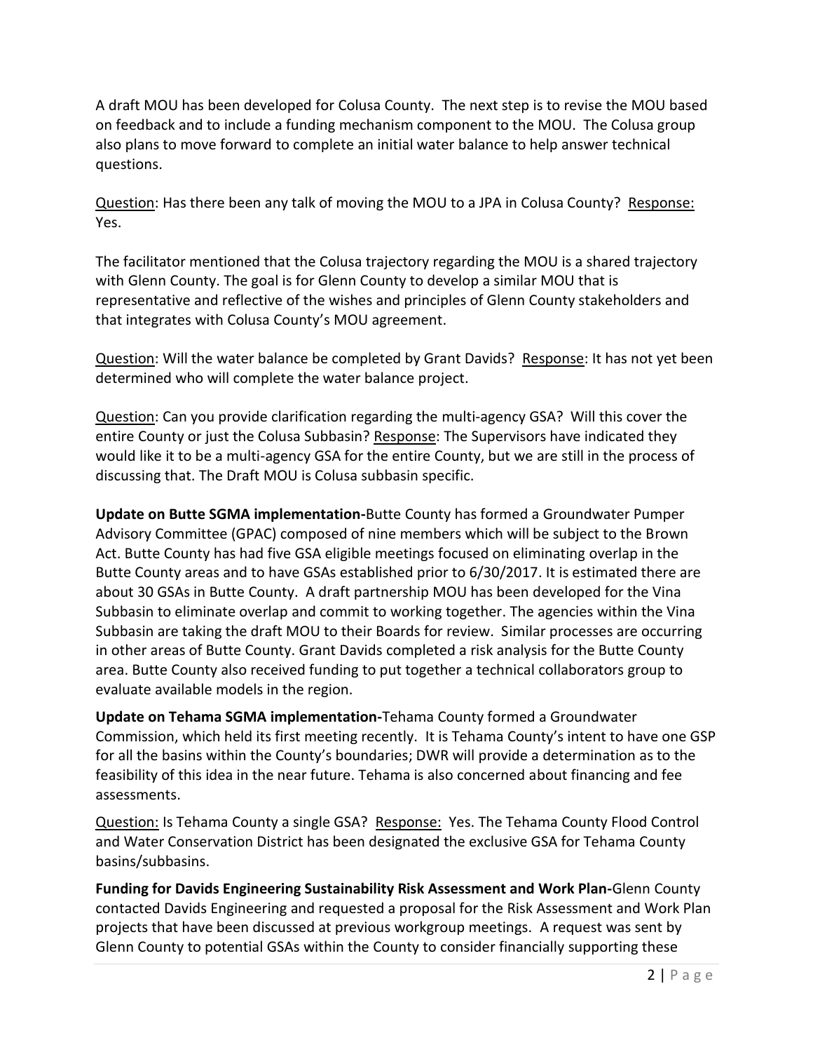A draft MOU has been developed for Colusa County. The next step is to revise the MOU based on feedback and to include a funding mechanism component to the MOU. The Colusa group also plans to move forward to complete an initial water balance to help answer technical questions.

Question: Has there been any talk of moving the MOU to a JPA in Colusa County? Response: Yes.

The facilitator mentioned that the Colusa trajectory regarding the MOU is a shared trajectory with Glenn County. The goal is for Glenn County to develop a similar MOU that is representative and reflective of the wishes and principles of Glenn County stakeholders and that integrates with Colusa County's MOU agreement.

Question: Will the water balance be completed by Grant Davids? Response: It has not yet been determined who will complete the water balance project.

Question: Can you provide clarification regarding the multi-agency GSA? Will this cover the entire County or just the Colusa Subbasin? Response: The Supervisors have indicated they would like it to be a multi-agency GSA for the entire County, but we are still in the process of discussing that. The Draft MOU is Colusa subbasin specific.

**Update on Butte SGMA implementation-**Butte County has formed a Groundwater Pumper Advisory Committee (GPAC) composed of nine members which will be subject to the Brown Act. Butte County has had five GSA eligible meetings focused on eliminating overlap in the Butte County areas and to have GSAs established prior to 6/30/2017. It is estimated there are about 30 GSAs in Butte County. A draft partnership MOU has been developed for the Vina Subbasin to eliminate overlap and commit to working together. The agencies within the Vina Subbasin are taking the draft MOU to their Boards for review. Similar processes are occurring in other areas of Butte County. Grant Davids completed a risk analysis for the Butte County area. Butte County also received funding to put together a technical collaborators group to evaluate available models in the region.

**Update on Tehama SGMA implementation-**Tehama County formed a Groundwater Commission, which held its first meeting recently. It is Tehama County's intent to have one GSP for all the basins within the County's boundaries; DWR will provide a determination as to the feasibility of this idea in the near future. Tehama is also concerned about financing and fee assessments.

Question: Is Tehama County a single GSA? Response: Yes. The Tehama County Flood Control and Water Conservation District has been designated the exclusive GSA for Tehama County basins/subbasins.

**Funding for Davids Engineering Sustainability Risk Assessment and Work Plan-**Glenn County contacted Davids Engineering and requested a proposal for the Risk Assessment and Work Plan projects that have been discussed at previous workgroup meetings. A request was sent by Glenn County to potential GSAs within the County to consider financially supporting these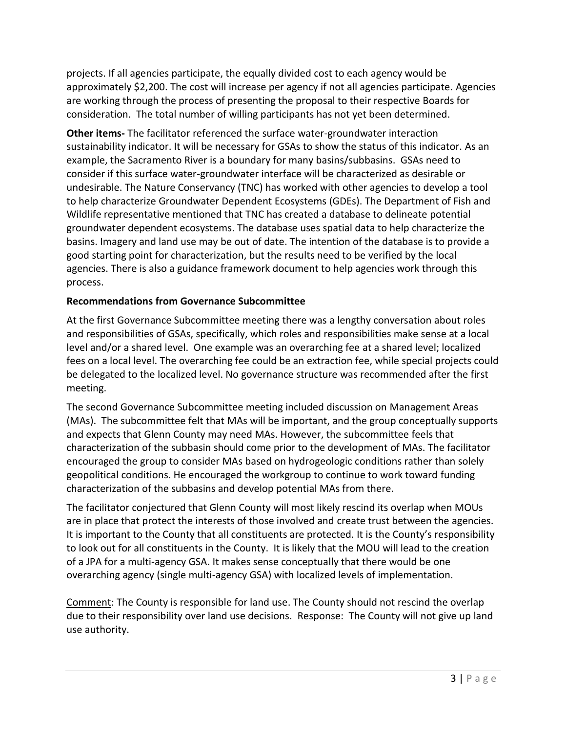projects. If all agencies participate, the equally divided cost to each agency would be approximately $2,200. The cost will increase per agency if not all agencies participate. Agencies are working through the process of presenting the proposal to their respective Boards for consideration. The total number of willing participants has not yet been determined.

**Other items-** The facilitator referenced the surface water-groundwater interaction sustainability indicator. It will be necessary for GSAs to show the status of this indicator. As an example, the Sacramento River is a boundary for many basins/subbasins. GSAs need to consider if this surface water-groundwater interface will be characterized as desirable or undesirable. The Nature Conservancy (TNC) has worked with other agencies to develop a tool to help characterize Groundwater Dependent Ecosystems (GDEs). The Department of Fish and Wildlife representative mentioned that TNC has created a database to delineate potential groundwater dependent ecosystems. The database uses spatial data to help characterize the basins. Imagery and land use may be out of date. The intention of the database is to provide a good starting point for characterization, but the results need to be verified by the local agencies. There is also a guidance framework document to help agencies work through this process.

**Recommendations from Governance Subcommittee**

At the first Governance Subcommittee meeting there was a lengthy conversation about roles and responsibilities of GSAs, specifically, which roles and responsibilities make sense at a local level and/or a shared level. One example was an overarching fee at a shared level; localized fees on a local level. The overarching fee could be an extraction fee, while special projects could be delegated to the localized level. No governance structure was recommended after the first meeting.

The second Governance Subcommittee meeting included discussion on Management Areas (MAs). The subcommittee felt that MAs will be important, and the group conceptually supports and expects that Glenn County may need MAs. However, the subcommittee feels that characterization of the subbasin should come prior to the development of MAs. The facilitator encouraged the group to consider MAs based on hydrogeologic conditions rather than solely geopolitical conditions. He encouraged the workgroup to continue to work toward funding characterization of the subbasins and develop potential MAs from there.

The facilitator conjectured that Glenn County will most likely rescind its overlap when MOUs are in place that protect the interests of those involved and create trust between the agencies. It is important to the County that all constituents are protected. It is the County's responsibility to look out for all constituents in the County. It is likely that the MOU will lead to the creation of a JPA for a multi-agency GSA. It makes sense conceptually that there would be one overarching agency (single multi-agency GSA) with localized levels of implementation.

<u>Comment</u>: The County is responsible for land use. The County should not rescind the overlap due to their responsibility over land use decisions. <u>Response:</u> The County will not give up land use authority.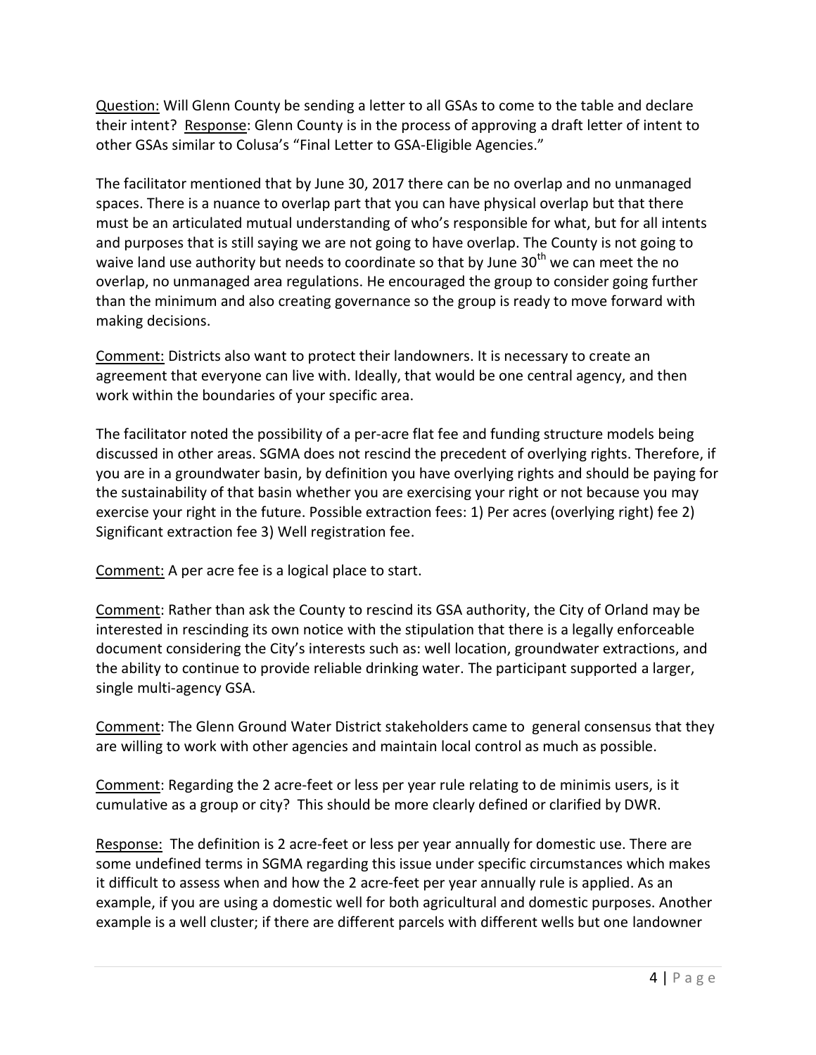Question: Will Glenn County be sending a letter to all GSAs to come to the table and declare their intent? Response: Glenn County is in the process of approving a draft letter of intent to other GSAs similar to Colusa's "Final Letter to GSA-Eligible Agencies."

The facilitator mentioned that by June 30, 2017 there can be no overlap and no unmanaged spaces. There is a nuance to overlap part that you can have physical overlap but that there must be an articulated mutual understanding of who's responsible for what, but for all intents and purposes that is still saying we are not going to have overlap. The County is not going to waive land use authority but needs to coordinate so that by June 30th we can meet the no overlap, no unmanaged area regulations. He encouraged the group to consider going further than the minimum and also creating governance so the group is ready to move forward with making decisions.

Comment: Districts also want to protect their landowners. It is necessary to create an agreement that everyone can live with. Ideally, that would be one central agency, and then work within the boundaries of your specific area.

The facilitator noted the possibility of a per-acre flat fee and funding structure models being discussed in other areas. SGMA does not rescind the precedent of overlying rights. Therefore, if you are in a groundwater basin, by definition you have overlying rights and should be paying for the sustainability of that basin whether you are exercising your right or not because you may exercise your right in the future. Possible extraction fees: 1) Per acres (overlying right) fee 2) Significant extraction fee 3) Well registration fee.

Comment: A per acre fee is a logical place to start.

Comment: Rather than ask the County to rescind its GSA authority, the City of Orland may be interested in rescinding its own notice with the stipulation that there is a legally enforceable document considering the City's interests such as: well location, groundwater extractions, and the ability to continue to provide reliable drinking water. The participant supported a larger, single multi-agency GSA.

Comment: The Glenn Ground Water District stakeholders came to general consensus that they are willing to work with other agencies and maintain local control as much as possible.

Comment: Regarding the 2 acre-feet or less per year rule relating to de minimis users, is it cumulative as a group or city? This should be more clearly defined or clarified by DWR.

Response: The definition is 2 acre-feet or less per year annually for domestic use. There are some undefined terms in SGMA regarding this issue under specific circumstances which makes it difficult to assess when and how the 2 acre-feet per year annually rule is applied. As an example, if you are using a domestic well for both agricultural and domestic purposes. Another example is a well cluster; if there are different parcels with different wells but one landowner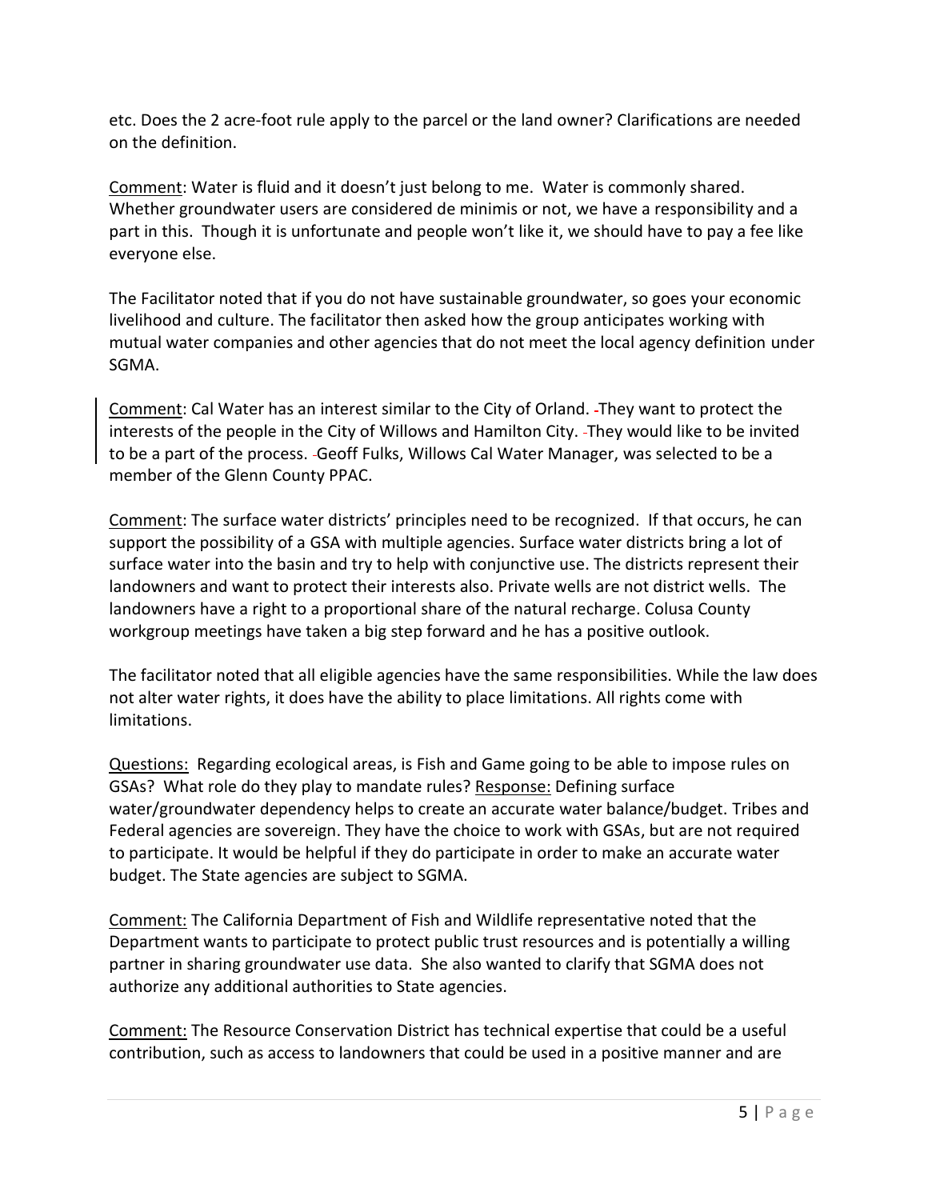etc. Does the 2 acre-foot rule apply to the parcel or the land owner? Clarifications are needed on the definition.

Comment: Water is fluid and it doesn't just belong to me. Water is commonly shared. Whether groundwater users are considered de minimis or not, we have a responsibility and a part in this. Though it is unfortunate and people won't like it, we should have to pay a fee like everyone else.

The Facilitator noted that if you do not have sustainable groundwater, so goes your economic livelihood and culture. The facilitator then asked how the group anticipates working with mutual water companies and other agencies that do not meet the local agency definition under SGMA.

Comment: Cal Water has an interest similar to the City of Orland. They want to protect the interests of the people in the City of Willows and Hamilton City. They would like to be invited to be a part of the process. Geoff Fulks, Willows Cal Water Manager, was selected to be a member of the Glenn County PPAC.

Comment: The surface water districts' principles need to be recognized. If that occurs, he can support the possibility of a GSA with multiple agencies. Surface water districts bring a lot of surface water into the basin and try to help with conjunctive use. The districts represent their landowners and want to protect their interests also. Private wells are not district wells. The landowners have a right to a proportional share of the natural recharge. Colusa County workgroup meetings have taken a big step forward and he has a positive outlook.

The facilitator noted that all eligible agencies have the same responsibilities. While the law does not alter water rights, it does have the ability to place limitations. All rights come with limitations.

Questions: Regarding ecological areas, is Fish and Game going to be able to impose rules on GSAs? What role do they play to mandate rules? Response: Defining surface water/groundwater dependency helps to create an accurate water balance/budget. Tribes and Federal agencies are sovereign. They have the choice to work with GSAs, but are not required to participate. It would be helpful if they do participate in order to make an accurate water budget. The State agencies are subject to SGMA.

Comment: The California Department of Fish and Wildlife representative noted that the Department wants to participate to protect public trust resources and is potentially a willing partner in sharing groundwater use data. She also wanted to clarify that SGMA does not authorize any additional authorities to State agencies.

Comment: The Resource Conservation District has technical expertise that could be a useful contribution, such as access to landowners that could be used in a positive manner and are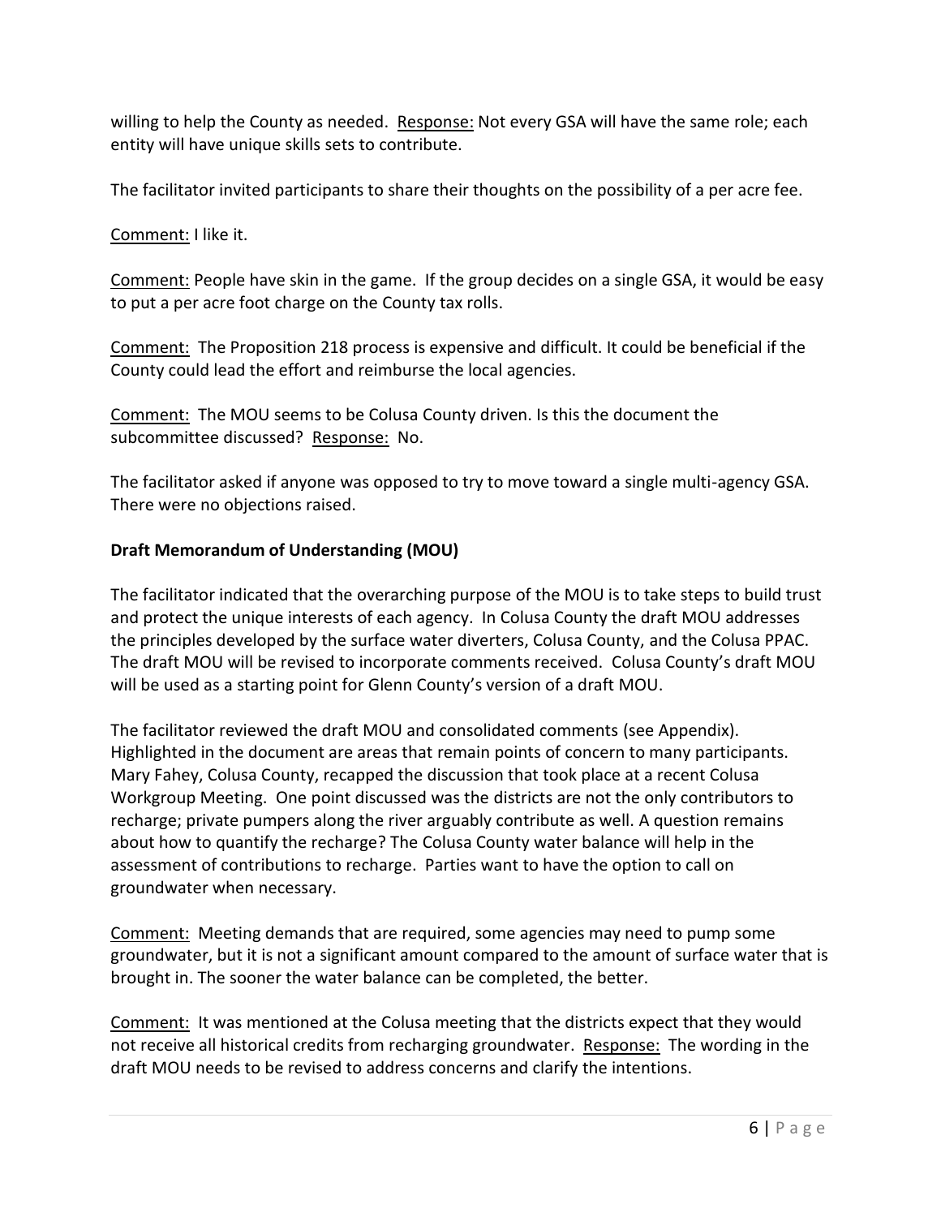willing to help the County as needed. Response: Not every GSA will have the same role; each entity will have unique skills sets to contribute.

The facilitator invited participants to share their thoughts on the possibility of a per acre fee.

Comment: I like it.

Comment: People have skin in the game. If the group decides on a single GSA, it would be easy to put a per acre foot charge on the County tax rolls.

Comment: The Proposition 218 process is expensive and difficult. It could be beneficial if the County could lead the effort and reimburse the local agencies.

Comment: The MOU seems to be Colusa County driven. Is this the document the subcommittee discussed? Response: No.

The facilitator asked if anyone was opposed to try to move toward a single multi-agency GSA. There were no objections raised.

**Draft Memorandum of Understanding (MOU)**

The facilitator indicated that the overarching purpose of the MOU is to take steps to build trust and protect the unique interests of each agency. In Colusa County the draft MOU addresses the principles developed by the surface water diverters, Colusa County, and the Colusa PPAC. The draft MOU will be revised to incorporate comments received. Colusa County's draft MOU will be used as a starting point for Glenn County's version of a draft MOU.

The facilitator reviewed the draft MOU and consolidated comments (see Appendix). Highlighted in the document are areas that remain points of concern to many participants. Mary Fahey, Colusa County, recapped the discussion that took place at a recent Colusa Workgroup Meeting. One point discussed was the districts are not the only contributors to recharge; private pumpers along the river arguably contribute as well. A question remains about how to quantify the recharge? The Colusa County water balance will help in the assessment of contributions to recharge. Parties want to have the option to call on groundwater when necessary.

Comment: Meeting demands that are required, some agencies may need to pump some groundwater, but it is not a significant amount compared to the amount of surface water that is brought in. The sooner the water balance can be completed, the better.

Comment: It was mentioned at the Colusa meeting that the districts expect that they would not receive all historical credits from recharging groundwater. Response: The wording in the draft MOU needs to be revised to address concerns and clarify the intentions.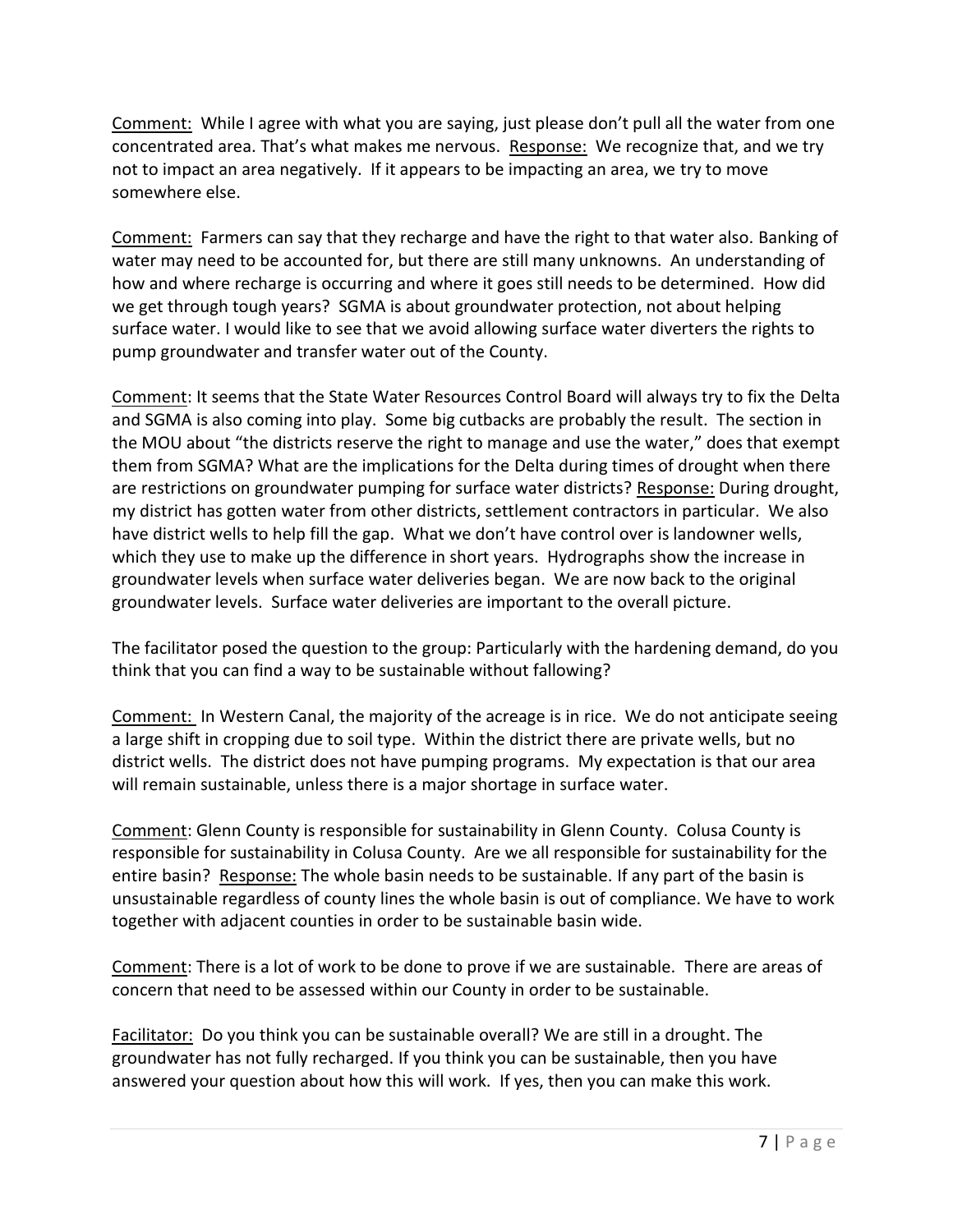Comment: While I agree with what you are saying, just please don't pull all the water from one concentrated area. That's what makes me nervous. Response: We recognize that, and we try not to impact an area negatively. If it appears to be impacting an area, we try to move somewhere else.

Comment: Farmers can say that they recharge and have the right to that water also. Banking of water may need to be accounted for, but there are still many unknowns. An understanding of how and where recharge is occurring and where it goes still needs to be determined. How did we get through tough years? SGMA is about groundwater protection, not about helping surface water. I would like to see that we avoid allowing surface water diverters the rights to pump groundwater and transfer water out of the County.

Comment: It seems that the State Water Resources Control Board will always try to fix the Delta and SGMA is also coming into play. Some big cutbacks are probably the result. The section in the MOU about "the districts reserve the right to manage and use the water," does that exempt them from SGMA? What are the implications for the Delta during times of drought when there are restrictions on groundwater pumping for surface water districts? Response: During drought, my district has gotten water from other districts, settlement contractors in particular. We also have district wells to help fill the gap. What we don't have control over is landowner wells, which they use to make up the difference in short years. Hydrographs show the increase in groundwater levels when surface water deliveries began. We are now back to the original groundwater levels. Surface water deliveries are important to the overall picture.

The facilitator posed the question to the group: Particularly with the hardening demand, do you think that you can find a way to be sustainable without fallowing?

Comment: In Western Canal, the majority of the acreage is in rice. We do not anticipate seeing a large shift in cropping due to soil type. Within the district there are private wells, but no district wells. The district does not have pumping programs. My expectation is that our area will remain sustainable, unless there is a major shortage in surface water.

Comment: Glenn County is responsible for sustainability in Glenn County. Colusa County is responsible for sustainability in Colusa County. Are we all responsible for sustainability for the entire basin? Response: The whole basin needs to be sustainable. If any part of the basin is unsustainable regardless of county lines the whole basin is out of compliance. We have to work together with adjacent counties in order to be sustainable basin wide.

Comment: There is a lot of work to be done to prove if we are sustainable. There are areas of concern that need to be assessed within our County in order to be sustainable.

Facilitator: Do you think you can be sustainable overall? We are still in a drought. The groundwater has not fully recharged. If you think you can be sustainable, then you have answered your question about how this will work. If yes, then you can make this work.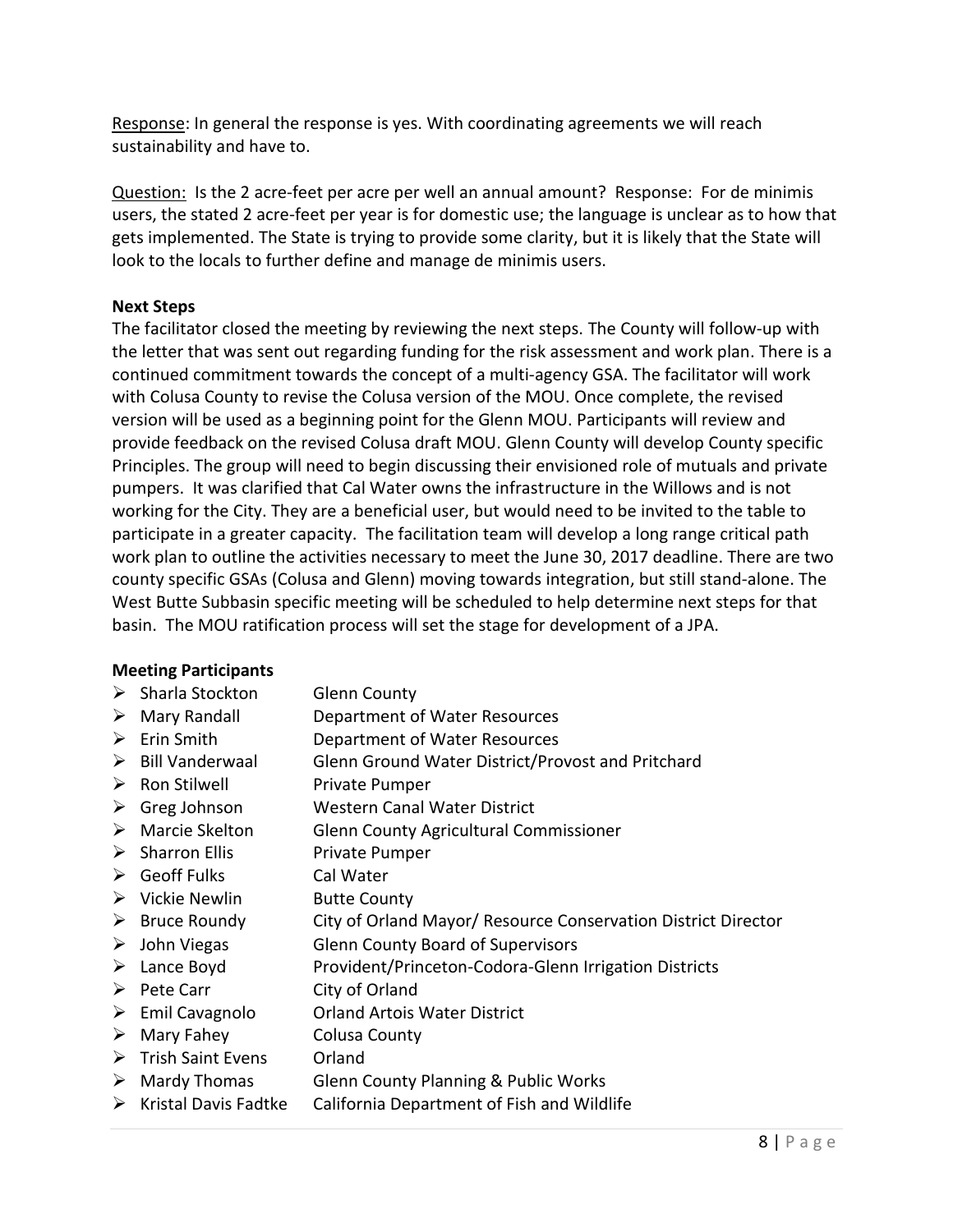<u>Response</u>: In general the response is yes. With coordinating agreements we will reach sustainability and have to.

<u>Question:</u> Is the 2 acre-feet per acre per well an annual amount? Response: For de minimis users, the stated 2 acre-feet per year is for domestic use; the language is unclear as to how that gets implemented. The State is trying to provide some clarity, but it is likely that the State will look to the locals to further define and manage de minimis users.

**Next Steps**

The facilitator closed the meeting by reviewing the next steps. The County will follow-up with the letter that was sent out regarding funding for the risk assessment and work plan. There is a continued commitment towards the concept of a multi-agency GSA. The facilitator will work with Colusa County to revise the Colusa version of the MOU. Once complete, the revised version will be used as a beginning point for the Glenn MOU. Participants will review and provide feedback on the revised Colusa draft MOU. Glenn County will develop County specific Principles. The group will need to begin discussing their envisioned role of mutuals and private pumpers. It was clarified that Cal Water owns the infrastructure in the Willows and is not working for the City. They are a beneficial user, but would need to be invited to the table to participate in a greater capacity. The facilitation team will develop a long range critical path work plan to outline the activities necessary to meet the June 30, 2017 deadline. There are two county specific GSAs (Colusa and Glenn) moving towards integration, but still stand-alone. The West Butte Subbasin specific meeting will be scheduled to help determine next steps for that basin. The MOU ratification process will set the stage for development of a JPA.

**Meeting Participants**

- Sharla Stockton — Glenn County
- Mary Randall — Department of Water Resources
- Erin Smith — Department of Water Resources
- Bill Vanderwaal — Glenn Ground Water District/Provost and Pritchard
- Ron Stilwell — Private Pumper
- Greg Johnson — Western Canal Water District
- Marcie Skelton — Glenn County Agricultural Commissioner
- Sharron Ellis — Private Pumper
- Geoff Fulks — Cal Water
- Vickie Newlin — Butte County
- Bruce Roundy — City of Orland Mayor/ Resource Conservation District Director
- John Viegas — Glenn County Board of Supervisors
- Lance Boyd — Provident/Princeton-Codora-Glenn Irrigation Districts
- Pete Carr — City of Orland
- Emil Cavagnolo — Orland Artois Water District
- Mary Fahey — Colusa County
- Trish Saint Evens — Orland
- Mardy Thomas — Glenn County Planning & Public Works
- Kristal Davis Fadtke — California Department of Fish and Wildlife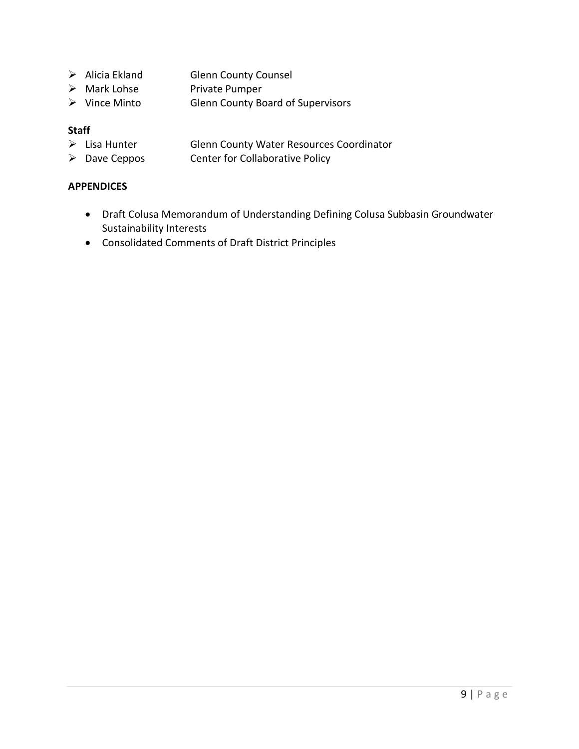- Alicia Ekland Glenn County Counsel
- Mark Lohse Private Pumper
- Vince Minto Glenn County Board of Supervisors

**Staff**

- Lisa Hunter Glenn County Water Resources Coordinator
- Dave Ceppos Center for Collaborative Policy

**APPENDICES**

- Draft Colusa Memorandum of Understanding Defining Colusa Subbasin Groundwater Sustainability Interests
- Consolidated Comments of Draft District Principles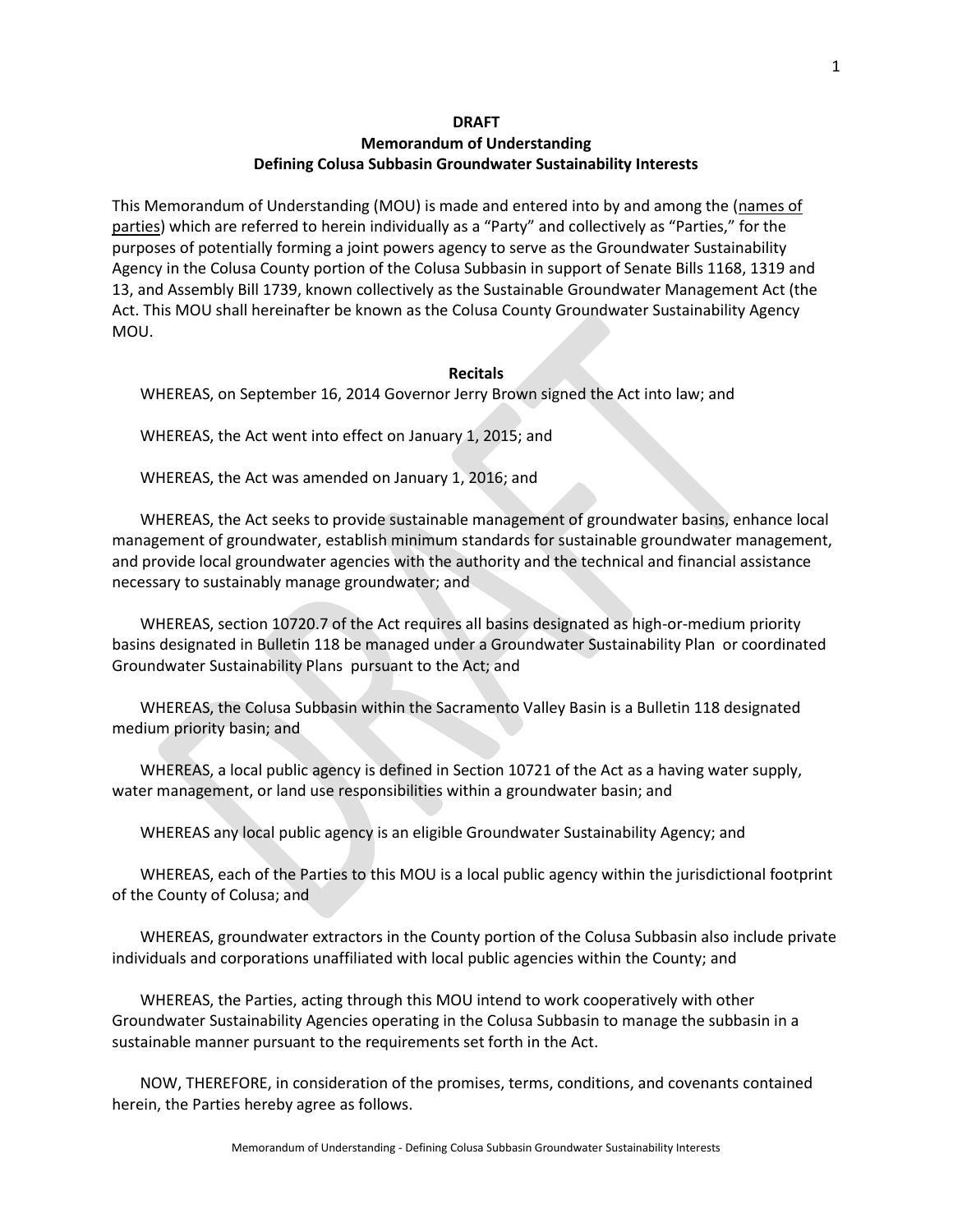**DRAFT**
**Memorandum of Understanding**
**Defining Colusa Subbasin Groundwater Sustainability Interests**

This Memorandum of Understanding (MOU) is made and entered into by and among the (names of parties) which are referred to herein individually as a "Party" and collectively as "Parties," for the purposes of potentially forming a joint powers agency to serve as the Groundwater Sustainability Agency in the Colusa County portion of the Colusa Subbasin in support of Senate Bills 1168, 1319 and 13, and Assembly Bill 1739, known collectively as the Sustainable Groundwater Management Act (the Act. This MOU shall hereinafter be known as the Colusa County Groundwater Sustainability Agency MOU.

**Recitals**

WHEREAS, on September 16, 2014 Governor Jerry Brown signed the Act into law; and

WHEREAS, the Act went into effect on January 1, 2015; and

WHEREAS, the Act was amended on January 1, 2016; and

WHEREAS, the Act seeks to provide sustainable management of groundwater basins, enhance local management of groundwater, establish minimum standards for sustainable groundwater management, and provide local groundwater agencies with the authority and the technical and financial assistance necessary to sustainably manage groundwater; and

WHEREAS, section 10720.7 of the Act requires all basins designated as high-or-medium priority basins designated in Bulletin 118 be managed under a Groundwater Sustainability Plan or coordinated Groundwater Sustainability Plans pursuant to the Act; and

WHEREAS, the Colusa Subbasin within the Sacramento Valley Basin is a Bulletin 118 designated medium priority basin; and

WHEREAS, a local public agency is defined in Section 10721 of the Act as a having water supply, water management, or land use responsibilities within a groundwater basin; and

WHEREAS any local public agency is an eligible Groundwater Sustainability Agency; and

WHEREAS, each of the Parties to this MOU is a local public agency within the jurisdictional footprint of the County of Colusa; and

WHEREAS, groundwater extractors in the County portion of the Colusa Subbasin also include private individuals and corporations unaffiliated with local public agencies within the County; and

WHEREAS, the Parties, acting through this MOU intend to work cooperatively with other Groundwater Sustainability Agencies operating in the Colusa Subbasin to manage the subbasin in a sustainable manner pursuant to the requirements set forth in the Act.

NOW, THEREFORE, in consideration of the promises, terms, conditions, and covenants contained herein, the Parties hereby agree as follows.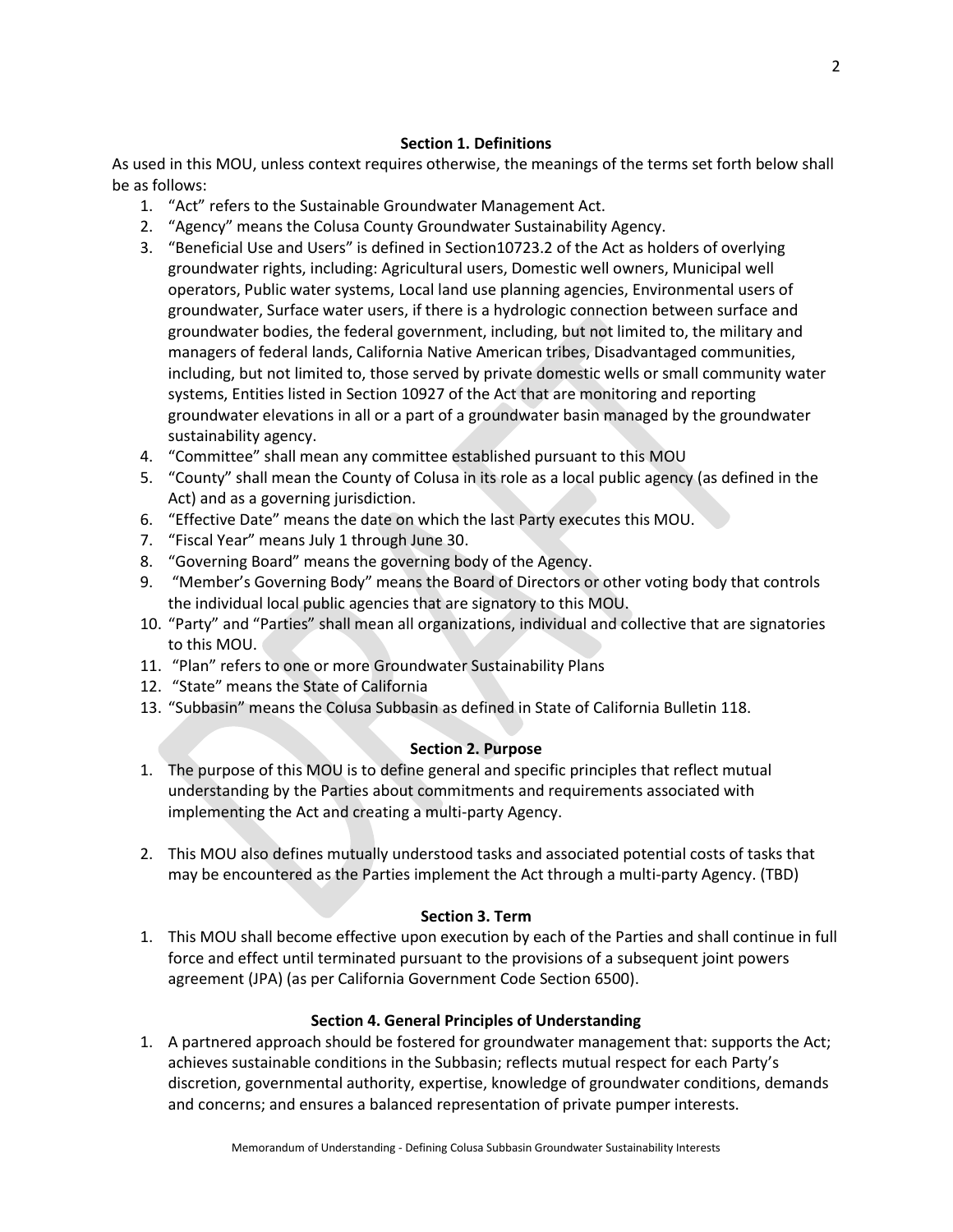### Section 1. Definitions

As used in this MOU, unless context requires otherwise, the meanings of the terms set forth below shall be as follows:

1. "Act" refers to the Sustainable Groundwater Management Act.
2. "Agency" means the Colusa County Groundwater Sustainability Agency.
3. "Beneficial Use and Users" is defined in Section10723.2 of the Act as holders of overlying groundwater rights, including: Agricultural users, Domestic well owners, Municipal well operators, Public water systems, Local land use planning agencies, Environmental users of groundwater, Surface water users, if there is a hydrologic connection between surface and groundwater bodies, the federal government, including, but not limited to, the military and managers of federal lands, California Native American tribes, Disadvantaged communities, including, but not limited to, those served by private domestic wells or small community water systems, Entities listed in Section 10927 of the Act that are monitoring and reporting groundwater elevations in all or a part of a groundwater basin managed by the groundwater sustainability agency.
4. "Committee" shall mean any committee established pursuant to this MOU
5. "County" shall mean the County of Colusa in its role as a local public agency (as defined in the Act) and as a governing jurisdiction.
6. "Effective Date" means the date on which the last Party executes this MOU.
7. "Fiscal Year" means July 1 through June 30.
8. "Governing Board" means the governing body of the Agency.
9. "Member's Governing Body" means the Board of Directors or other voting body that controls the individual local public agencies that are signatory to this MOU.
10. "Party" and "Parties" shall mean all organizations, individual and collective that are signatories to this MOU.
11. "Plan" refers to one or more Groundwater Sustainability Plans
12. "State" means the State of California
13. "Subbasin" means the Colusa Subbasin as defined in State of California Bulletin 118.

### Section 2. Purpose

1. The purpose of this MOU is to define general and specific principles that reflect mutual understanding by the Parties about commitments and requirements associated with implementing the Act and creating a multi-party Agency.

2. This MOU also defines mutually understood tasks and associated potential costs of tasks that may be encountered as the Parties implement the Act through a multi-party Agency. (TBD)

### Section 3. Term

1. This MOU shall become effective upon execution by each of the Parties and shall continue in full force and effect until terminated pursuant to the provisions of a subsequent joint powers agreement (JPA) (as per California Government Code Section 6500).

### Section 4. General Principles of Understanding

1. A partnered approach should be fostered for groundwater management that: supports the Act; achieves sustainable conditions in the Subbasin; reflects mutual respect for each Party's discretion, governmental authority, expertise, knowledge of groundwater conditions, demands and concerns; and ensures a balanced representation of private pumper interests.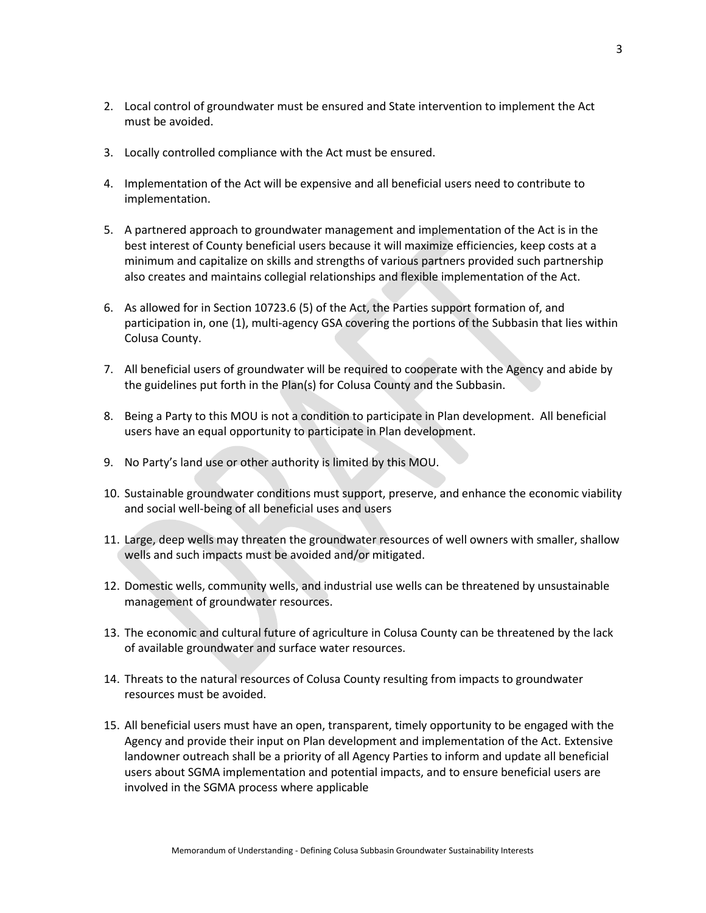2. Local control of groundwater must be ensured and State intervention to implement the Act must be avoided.

3. Locally controlled compliance with the Act must be ensured.

4. Implementation of the Act will be expensive and all beneficial users need to contribute to implementation.

5. A partnered approach to groundwater management and implementation of the Act is in the best interest of County beneficial users because it will maximize efficiencies, keep costs at a minimum and capitalize on skills and strengths of various partners provided such partnership also creates and maintains collegial relationships and flexible implementation of the Act.

6. As allowed for in Section 10723.6 (5) of the Act, the Parties support formation of, and participation in, one (1), multi-agency GSA covering the portions of the Subbasin that lies within Colusa County.

7. All beneficial users of groundwater will be required to cooperate with the Agency and abide by the guidelines put forth in the Plan(s) for Colusa County and the Subbasin.

8. Being a Party to this MOU is not a condition to participate in Plan development. All beneficial users have an equal opportunity to participate in Plan development.

9. No Party's land use or other authority is limited by this MOU.

10. Sustainable groundwater conditions must support, preserve, and enhance the economic viability and social well-being of all beneficial uses and users

11. Large, deep wells may threaten the groundwater resources of well owners with smaller, shallow wells and such impacts must be avoided and/or mitigated.

12. Domestic wells, community wells, and industrial use wells can be threatened by unsustainable management of groundwater resources.

13. The economic and cultural future of agriculture in Colusa County can be threatened by the lack of available groundwater and surface water resources.

14. Threats to the natural resources of Colusa County resulting from impacts to groundwater resources must be avoided.

15. All beneficial users must have an open, transparent, timely opportunity to be engaged with the Agency and provide their input on Plan development and implementation of the Act. Extensive landowner outreach shall be a priority of all Agency Parties to inform and update all beneficial users about SGMA implementation and potential impacts, and to ensure beneficial users are involved in the SGMA process where applicable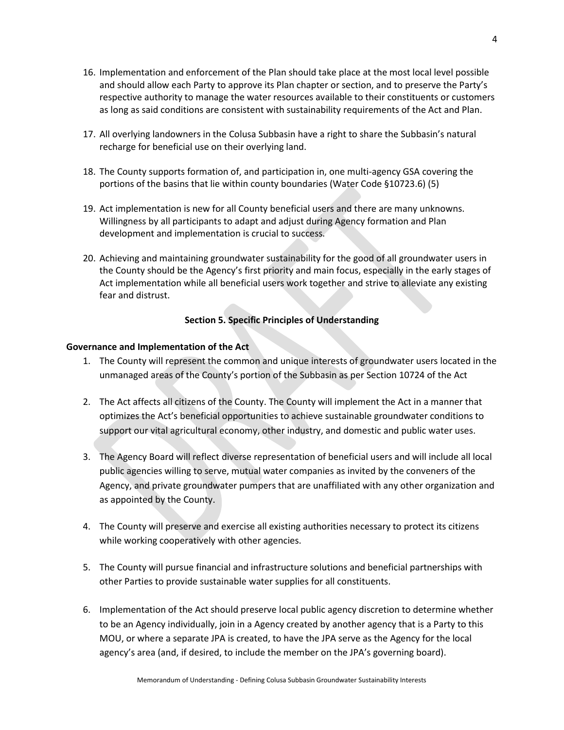16. Implementation and enforcement of the Plan should take place at the most local level possible and should allow each Party to approve its Plan chapter or section, and to preserve the Party's respective authority to manage the water resources available to their constituents or customers as long as said conditions are consistent with sustainability requirements of the Act and Plan.

17. All overlying landowners in the Colusa Subbasin have a right to share the Subbasin's natural recharge for beneficial use on their overlying land.

18. The County supports formation of, and participation in, one multi-agency GSA covering the portions of the basins that lie within county boundaries (Water Code §10723.6) (5)

19. Act implementation is new for all County beneficial users and there are many unknowns. Willingness by all participants to adapt and adjust during Agency formation and Plan development and implementation is crucial to success.

20. Achieving and maintaining groundwater sustainability for the good of all groundwater users in the County should be the Agency's first priority and main focus, especially in the early stages of Act implementation while all beneficial users work together and strive to alleviate any existing fear and distrust.

## Section 5. Specific Principles of Understanding

### Governance and Implementation of the Act

1. The County will represent the common and unique interests of groundwater users located in the unmanaged areas of the County's portion of the Subbasin as per Section 10724 of the Act

2. The Act affects all citizens of the County. The County will implement the Act in a manner that optimizes the Act's beneficial opportunities to achieve sustainable groundwater conditions to support our vital agricultural economy, other industry, and domestic and public water uses.

3. The Agency Board will reflect diverse representation of beneficial users and will include all local public agencies willing to serve, mutual water companies as invited by the conveners of the Agency, and private groundwater pumpers that are unaffiliated with any other organization and as appointed by the County.

4. The County will preserve and exercise all existing authorities necessary to protect its citizens while working cooperatively with other agencies.

5. The County will pursue financial and infrastructure solutions and beneficial partnerships with other Parties to provide sustainable water supplies for all constituents.

6. Implementation of the Act should preserve local public agency discretion to determine whether to be an Agency individually, join in a Agency created by another agency that is a Party to this MOU, or where a separate JPA is created, to have the JPA serve as the Agency for the local agency's area (and, if desired, to include the member on the JPA's governing board).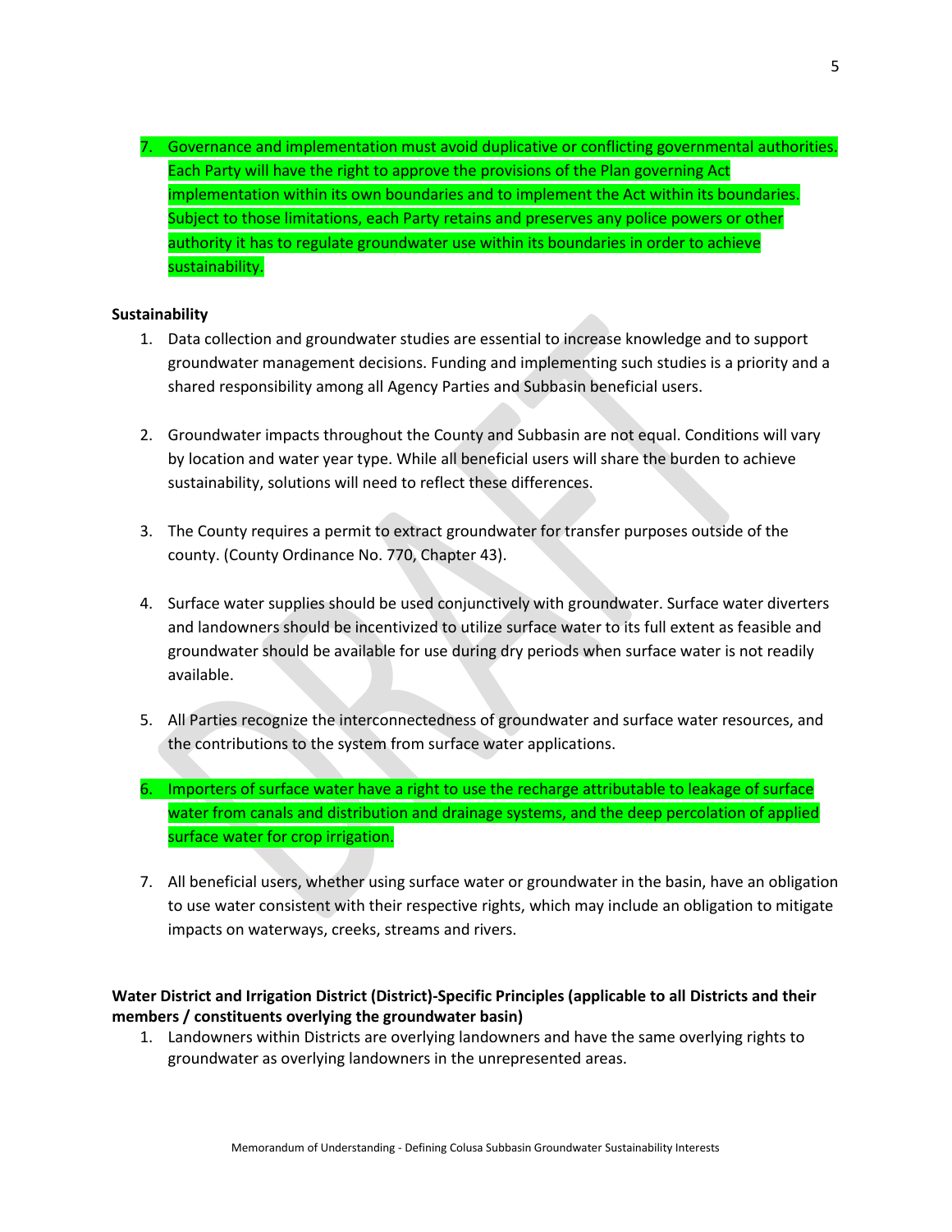7. Governance and implementation must avoid duplicative or conflicting governmental authorities. Each Party will have the right to approve the provisions of the Plan governing Act implementation within its own boundaries and to implement the Act within its boundaries. Subject to those limitations, each Party retains and preserves any police powers or other authority it has to regulate groundwater use within its boundaries in order to achieve sustainability.

**Sustainability**

1. Data collection and groundwater studies are essential to increase knowledge and to support groundwater management decisions. Funding and implementing such studies is a priority and a shared responsibility among all Agency Parties and Subbasin beneficial users.

2. Groundwater impacts throughout the County and Subbasin are not equal. Conditions will vary by location and water year type. While all beneficial users will share the burden to achieve sustainability, solutions will need to reflect these differences.

3. The County requires a permit to extract groundwater for transfer purposes outside of the county. (County Ordinance No. 770, Chapter 43).

4. Surface water supplies should be used conjunctively with groundwater. Surface water diverters and landowners should be incentivized to utilize surface water to its full extent as feasible and groundwater should be available for use during dry periods when surface water is not readily available.

5. All Parties recognize the interconnectedness of groundwater and surface water resources, and the contributions to the system from surface water applications.

6. Importers of surface water have a right to use the recharge attributable to leakage of surface water from canals and distribution and drainage systems, and the deep percolation of applied surface water for crop irrigation.

7. All beneficial users, whether using surface water or groundwater in the basin, have an obligation to use water consistent with their respective rights, which may include an obligation to mitigate impacts on waterways, creeks, streams and rivers.

**Water District and Irrigation District (District)-Specific Principles (applicable to all Districts and their members / constituents overlying the groundwater basin)**

1. Landowners within Districts are overlying landowners and have the same overlying rights to groundwater as overlying landowners in the unrepresented areas.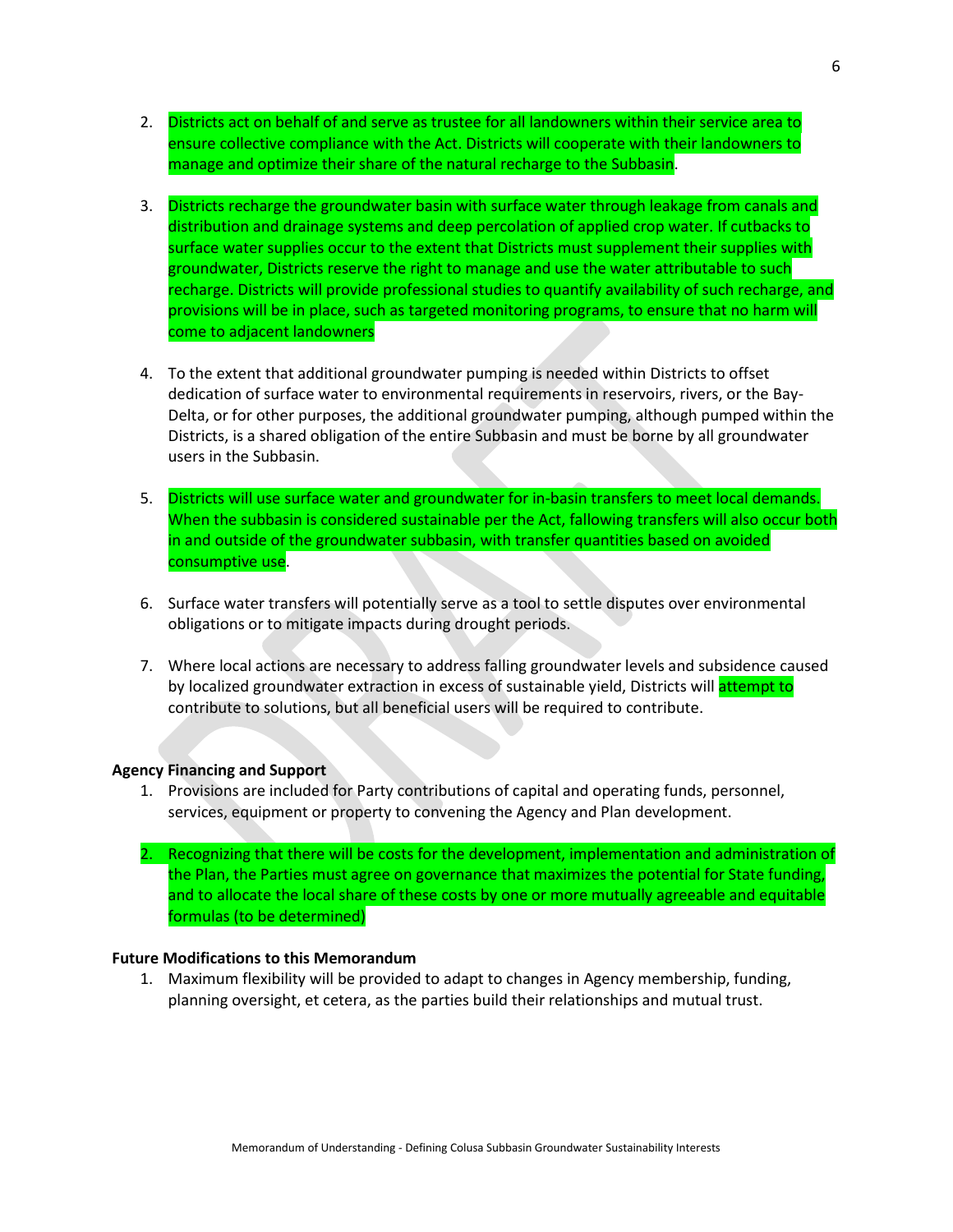2. Districts act on behalf of and serve as trustee for all landowners within their service area to ensure collective compliance with the Act. Districts will cooperate with their landowners to manage and optimize their share of the natural recharge to the Subbasin.

3. Districts recharge the groundwater basin with surface water through leakage from canals and distribution and drainage systems and deep percolation of applied crop water. If cutbacks to surface water supplies occur to the extent that Districts must supplement their supplies with groundwater, Districts reserve the right to manage and use the water attributable to such recharge. Districts will provide professional studies to quantify availability of such recharge, and provisions will be in place, such as targeted monitoring programs, to ensure that no harm will come to adjacent landowners

4. To the extent that additional groundwater pumping is needed within Districts to offset dedication of surface water to environmental requirements in reservoirs, rivers, or the Bay-Delta, or for other purposes, the additional groundwater pumping, although pumped within the Districts, is a shared obligation of the entire Subbasin and must be borne by all groundwater users in the Subbasin.

5. Districts will use surface water and groundwater for in-basin transfers to meet local demands. When the subbasin is considered sustainable per the Act, fallowing transfers will also occur both in and outside of the groundwater subbasin, with transfer quantities based on avoided consumptive use.

6. Surface water transfers will potentially serve as a tool to settle disputes over environmental obligations or to mitigate impacts during drought periods.

7. Where local actions are necessary to address falling groundwater levels and subsidence caused by localized groundwater extraction in excess of sustainable yield, Districts will attempt to contribute to solutions, but all beneficial users will be required to contribute.

**Agency Financing and Support**

1. Provisions are included for Party contributions of capital and operating funds, personnel, services, equipment or property to convening the Agency and Plan development.

2. Recognizing that there will be costs for the development, implementation and administration of the Plan, the Parties must agree on governance that maximizes the potential for State funding, and to allocate the local share of these costs by one or more mutually agreeable and equitable formulas (to be determined)

**Future Modifications to this Memorandum**

1. Maximum flexibility will be provided to adapt to changes in Agency membership, funding, planning oversight, et cetera, as the parties build their relationships and mutual trust.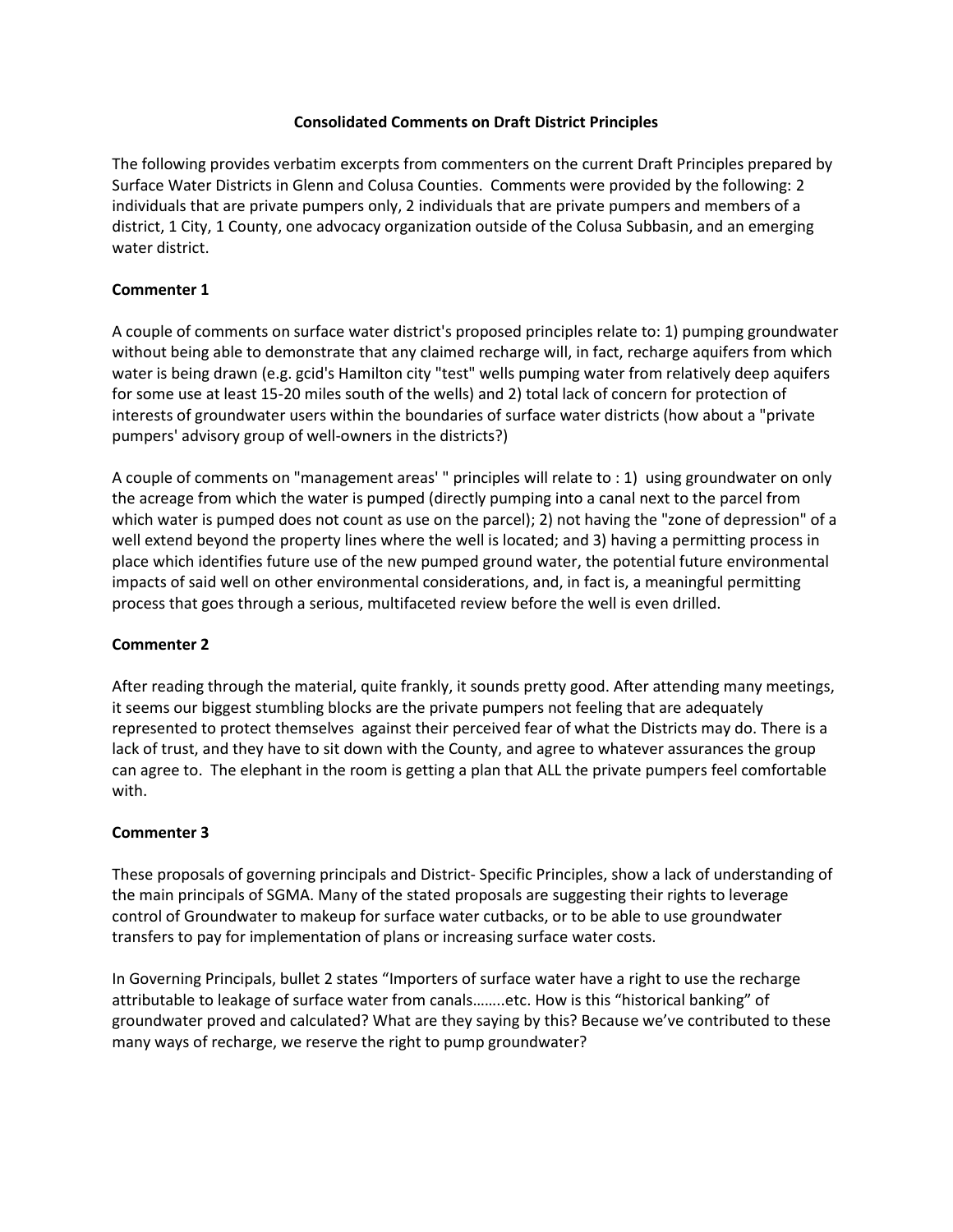**Consolidated Comments on Draft District Principles**

The following provides verbatim excerpts from commenters on the current Draft Principles prepared by Surface Water Districts in Glenn and Colusa Counties. Comments were provided by the following: 2 individuals that are private pumpers only, 2 individuals that are private pumpers and members of a district, 1 City, 1 County, one advocacy organization outside of the Colusa Subbasin, and an emerging water district.

**Commenter 1**

A couple of comments on surface water district's proposed principles relate to: 1) pumping groundwater without being able to demonstrate that any claimed recharge will, in fact, recharge aquifers from which water is being drawn (e.g. gcid's Hamilton city "test" wells pumping water from relatively deep aquifers for some use at least 15-20 miles south of the wells) and 2) total lack of concern for protection of interests of groundwater users within the boundaries of surface water districts (how about a "private pumpers' advisory group of well-owners in the districts?)

A couple of comments on "management areas' " principles will relate to : 1) using groundwater on only the acreage from which the water is pumped (directly pumping into a canal next to the parcel from which water is pumped does not count as use on the parcel); 2) not having the "zone of depression" of a well extend beyond the property lines where the well is located; and 3) having a permitting process in place which identifies future use of the new pumped ground water, the potential future environmental impacts of said well on other environmental considerations, and, in fact is, a meaningful permitting process that goes through a serious, multifaceted review before the well is even drilled.

**Commenter 2**

After reading through the material, quite frankly, it sounds pretty good. After attending many meetings, it seems our biggest stumbling blocks are the private pumpers not feeling that are adequately represented to protect themselves against their perceived fear of what the Districts may do. There is a lack of trust, and they have to sit down with the County, and agree to whatever assurances the group can agree to. The elephant in the room is getting a plan that ALL the private pumpers feel comfortable with.

**Commenter 3**

These proposals of governing principals and District- Specific Principles, show a lack of understanding of the main principals of SGMA. Many of the stated proposals are suggesting their rights to leverage control of Groundwater to makeup for surface water cutbacks, or to be able to use groundwater transfers to pay for implementation of plans or increasing surface water costs.

In Governing Principals, bullet 2 states "Importers of surface water have a right to use the recharge attributable to leakage of surface water from canals……..etc. How is this "historical banking" of groundwater proved and calculated? What are they saying by this? Because we've contributed to these many ways of recharge, we reserve the right to pump groundwater?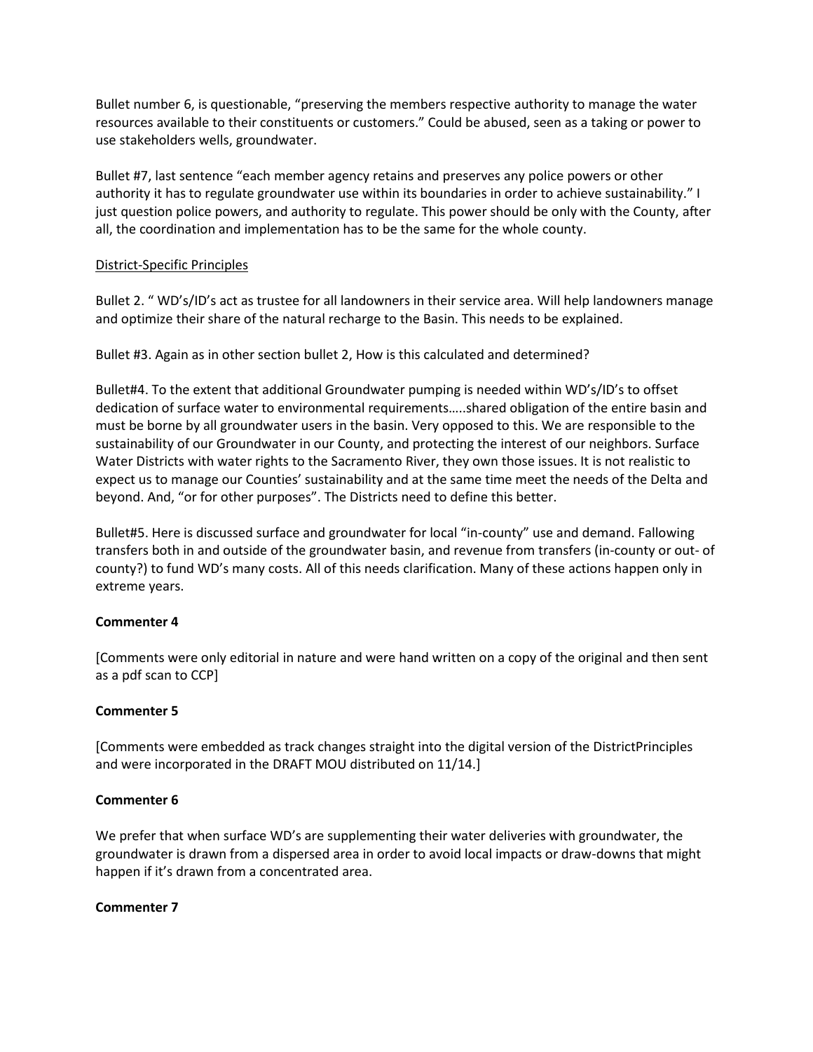Bullet number 6, is questionable, "preserving the members respective authority to manage the water resources available to their constituents or customers." Could be abused, seen as a taking or power to use stakeholders wells, groundwater.

Bullet #7, last sentence "each member agency retains and preserves any police powers or other authority it has to regulate groundwater use within its boundaries in order to achieve sustainability." I just question police powers, and authority to regulate. This power should be only with the County, after all, the coordination and implementation has to be the same for the whole county.

District-Specific Principles

Bullet 2. " WD's/ID's act as trustee for all landowners in their service area. Will help landowners manage and optimize their share of the natural recharge to the Basin. This needs to be explained.

Bullet #3. Again as in other section bullet 2, How is this calculated and determined?

Bullet#4. To the extent that additional Groundwater pumping is needed within WD's/ID's to offset dedication of surface water to environmental requirements…..shared obligation of the entire basin and must be borne by all groundwater users in the basin. Very opposed to this. We are responsible to the sustainability of our Groundwater in our County, and protecting the interest of our neighbors. Surface Water Districts with water rights to the Sacramento River, they own those issues. It is not realistic to expect us to manage our Counties' sustainability and at the same time meet the needs of the Delta and beyond. And, "or for other purposes". The Districts need to define this better.

Bullet#5. Here is discussed surface and groundwater for local "in-county" use and demand. Fallowing transfers both in and outside of the groundwater basin, and revenue from transfers (in-county or out- of county?) to fund WD's many costs. All of this needs clarification. Many of these actions happen only in extreme years.

**Commenter 4**

[Comments were only editorial in nature and were hand written on a copy of the original and then sent as a pdf scan to CCP]

**Commenter 5**

[Comments were embedded as track changes straight into the digital version of the DistrictPrinciples and were incorporated in the DRAFT MOU distributed on 11/14.]

**Commenter 6**

We prefer that when surface WD's are supplementing their water deliveries with groundwater, the groundwater is drawn from a dispersed area in order to avoid local impacts or draw-downs that might happen if it's drawn from a concentrated area.

**Commenter 7**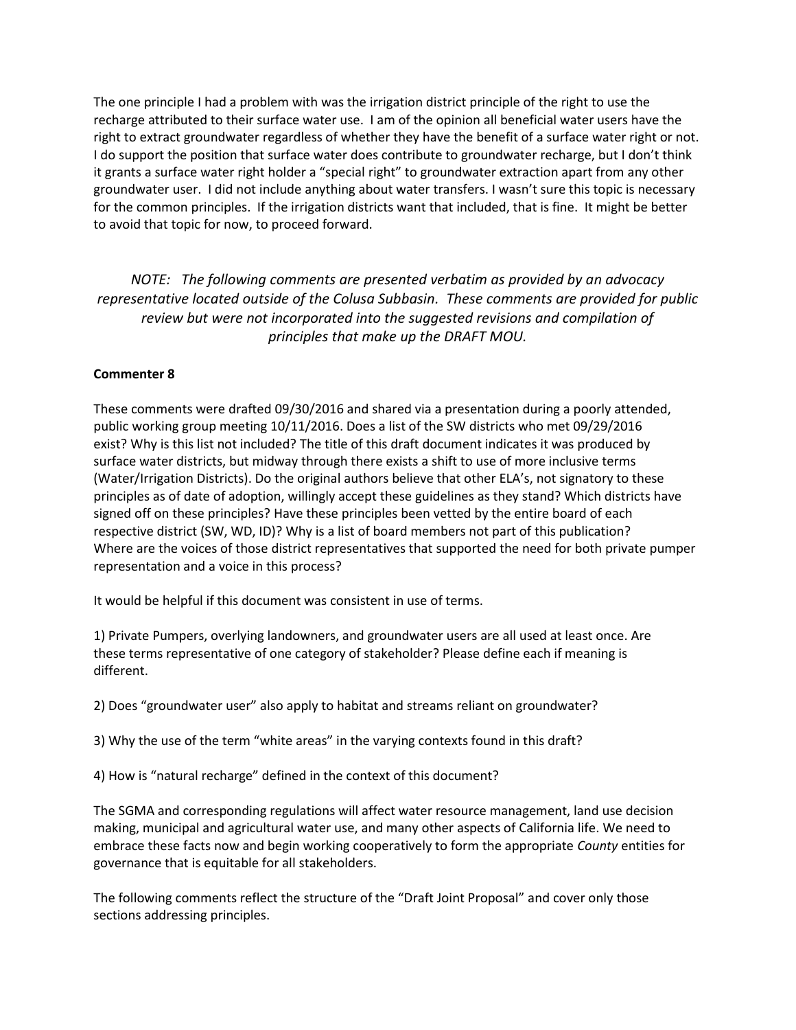The one principle I had a problem with was the irrigation district principle of the right to use the recharge attributed to their surface water use. I am of the opinion all beneficial water users have the right to extract groundwater regardless of whether they have the benefit of a surface water right or not. I do support the position that surface water does contribute to groundwater recharge, but I don't think it grants a surface water right holder a "special right" to groundwater extraction apart from any other groundwater user. I did not include anything about water transfers. I wasn't sure this topic is necessary for the common principles. If the irrigation districts want that included, that is fine. It might be better to avoid that topic for now, to proceed forward.

*NOTE: The following comments are presented verbatim as provided by an advocacy representative located outside of the Colusa Subbasin. These comments are provided for public review but were not incorporated into the suggested revisions and compilation of principles that make up the DRAFT MOU.*

**Commenter 8**

These comments were drafted 09/30/2016 and shared via a presentation during a poorly attended, public working group meeting 10/11/2016. Does a list of the SW districts who met 09/29/2016 exist? Why is this list not included? The title of this draft document indicates it was produced by surface water districts, but midway through there exists a shift to use of more inclusive terms (Water/Irrigation Districts). Do the original authors believe that other ELA's, not signatory to these principles as of date of adoption, willingly accept these guidelines as they stand? Which districts have signed off on these principles? Have these principles been vetted by the entire board of each respective district (SW, WD, ID)? Why is a list of board members not part of this publication? Where are the voices of those district representatives that supported the need for both private pumper representation and a voice in this process?

It would be helpful if this document was consistent in use of terms.

1) Private Pumpers, overlying landowners, and groundwater users are all used at least once. Are these terms representative of one category of stakeholder? Please define each if meaning is different.

2) Does "groundwater user" also apply to habitat and streams reliant on groundwater?

3) Why the use of the term "white areas" in the varying contexts found in this draft?

4) How is "natural recharge" defined in the context of this document?

The SGMA and corresponding regulations will affect water resource management, land use decision making, municipal and agricultural water use, and many other aspects of California life. We need to embrace these facts now and begin working cooperatively to form the appropriate *County* entities for governance that is equitable for all stakeholders.

The following comments reflect the structure of the "Draft Joint Proposal" and cover only those sections addressing principles.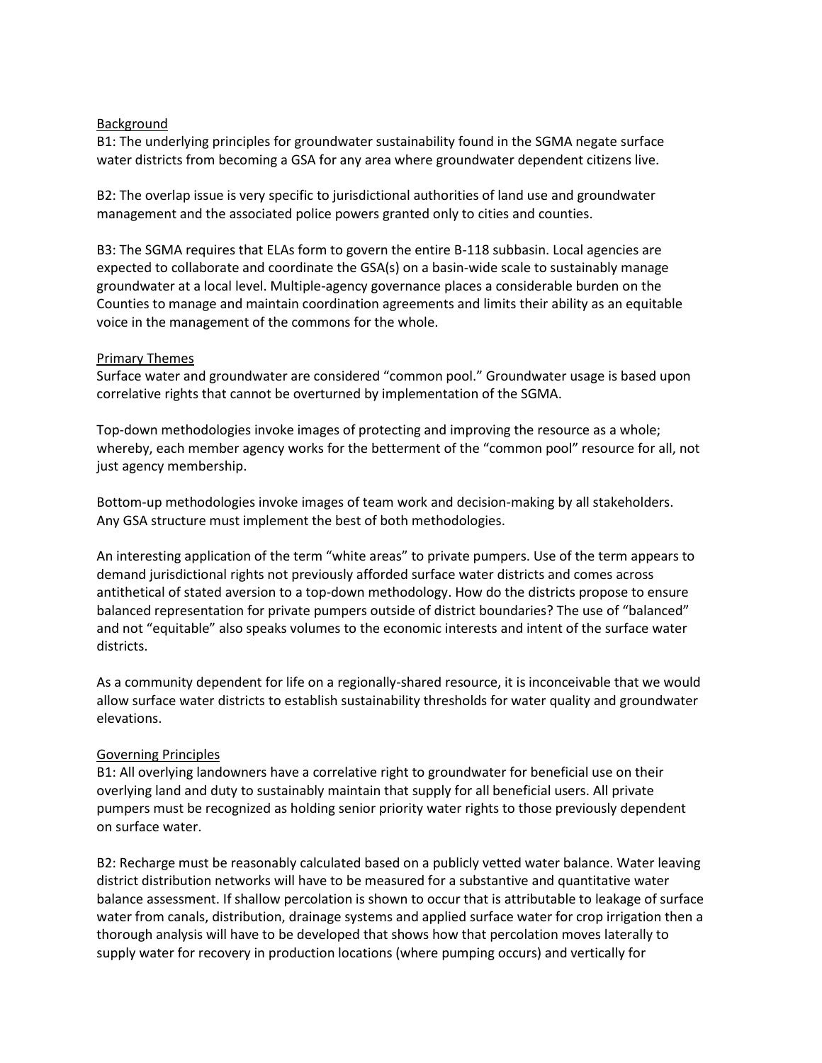<u>Background</u>

B1: The underlying principles for groundwater sustainability found in the SGMA negate surface water districts from becoming a GSA for any area where groundwater dependent citizens live.

B2: The overlap issue is very specific to jurisdictional authorities of land use and groundwater management and the associated police powers granted only to cities and counties.

B3: The SGMA requires that ELAs form to govern the entire B-118 subbasin. Local agencies are expected to collaborate and coordinate the GSA(s) on a basin-wide scale to sustainably manage groundwater at a local level. Multiple-agency governance places a considerable burden on the Counties to manage and maintain coordination agreements and limits their ability as an equitable voice in the management of the commons for the whole.

<u>Primary Themes</u>

Surface water and groundwater are considered "common pool." Groundwater usage is based upon correlative rights that cannot be overturned by implementation of the SGMA.

Top-down methodologies invoke images of protecting and improving the resource as a whole; whereby, each member agency works for the betterment of the "common pool" resource for all, not just agency membership.

Bottom-up methodologies invoke images of team work and decision-making by all stakeholders. Any GSA structure must implement the best of both methodologies.

An interesting application of the term "white areas" to private pumpers. Use of the term appears to demand jurisdictional rights not previously afforded surface water districts and comes across antithetical of stated aversion to a top-down methodology. How do the districts propose to ensure balanced representation for private pumpers outside of district boundaries? The use of "balanced" and not "equitable" also speaks volumes to the economic interests and intent of the surface water districts.

As a community dependent for life on a regionally-shared resource, it is inconceivable that we would allow surface water districts to establish sustainability thresholds for water quality and groundwater elevations.

<u>Governing Principles</u>

B1: All overlying landowners have a correlative right to groundwater for beneficial use on their overlying land and duty to sustainably maintain that supply for all beneficial users. All private pumpers must be recognized as holding senior priority water rights to those previously dependent on surface water.

B2: Recharge must be reasonably calculated based on a publicly vetted water balance. Water leaving district distribution networks will have to be measured for a substantive and quantitative water balance assessment. If shallow percolation is shown to occur that is attributable to leakage of surface water from canals, distribution, drainage systems and applied surface water for crop irrigation then a thorough analysis will have to be developed that shows how that percolation moves laterally to supply water for recovery in production locations (where pumping occurs) and vertically for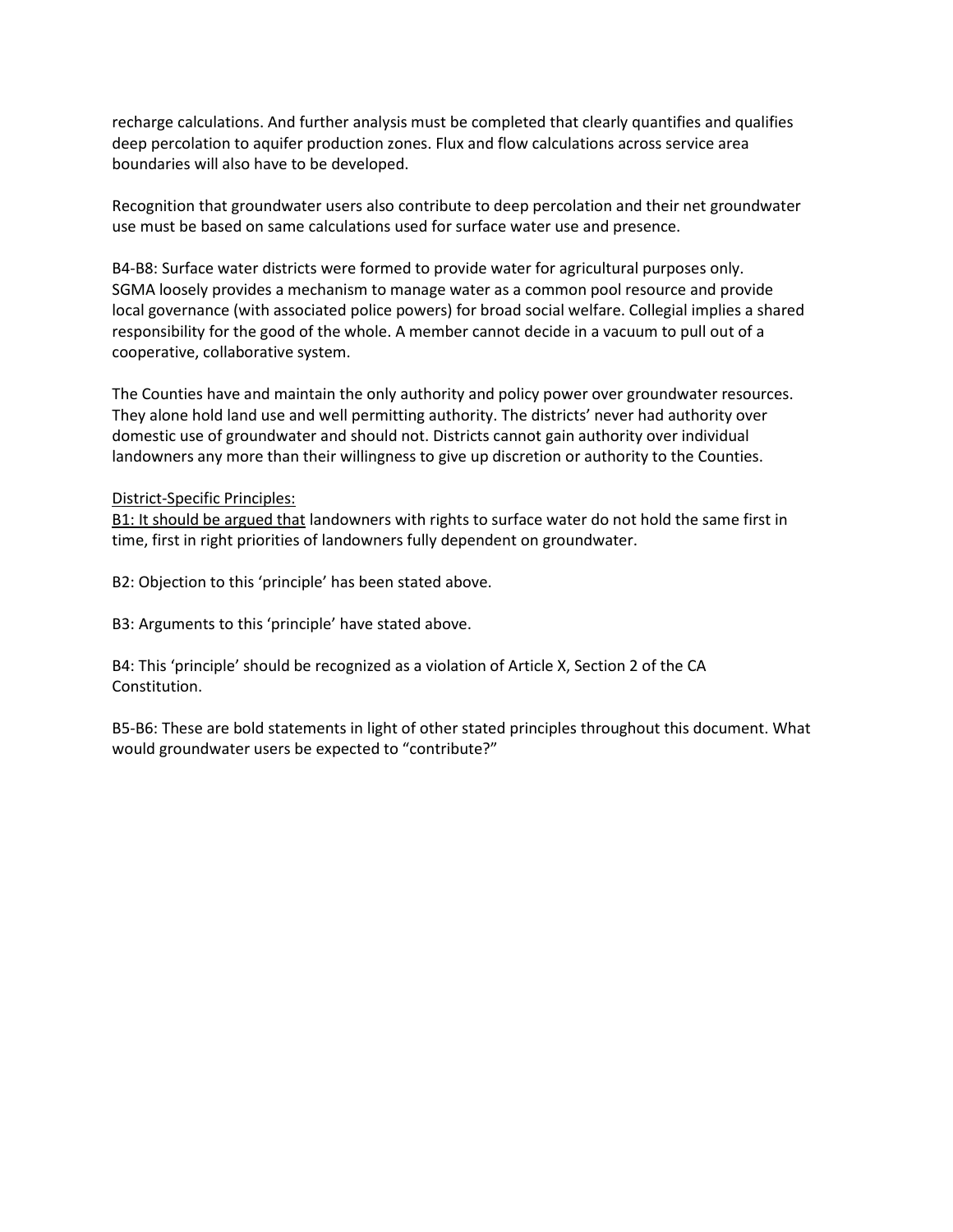recharge calculations. And further analysis must be completed that clearly quantifies and qualifies deep percolation to aquifer production zones. Flux and flow calculations across service area boundaries will also have to be developed.

Recognition that groundwater users also contribute to deep percolation and their net groundwater use must be based on same calculations used for surface water use and presence.

B4-B8: Surface water districts were formed to provide water for agricultural purposes only. SGMA loosely provides a mechanism to manage water as a common pool resource and provide local governance (with associated police powers) for broad social welfare. Collegial implies a shared responsibility for the good of the whole. A member cannot decide in a vacuum to pull out of a cooperative, collaborative system.

The Counties have and maintain the only authority and policy power over groundwater resources. They alone hold land use and well permitting authority. The districts' never had authority over domestic use of groundwater and should not. Districts cannot gain authority over individual landowners any more than their willingness to give up discretion or authority to the Counties.

<u>District-Specific Principles:</u>

<u>B1: It should be argued that</u> landowners with rights to surface water do not hold the same first in time, first in right priorities of landowners fully dependent on groundwater.

B2: Objection to this 'principle' has been stated above.

B3: Arguments to this 'principle' have stated above.

B4: This 'principle' should be recognized as a violation of Article X, Section 2 of the CA Constitution.

B5-B6: These are bold statements in light of other stated principles throughout this document. What would groundwater users be expected to "contribute?"